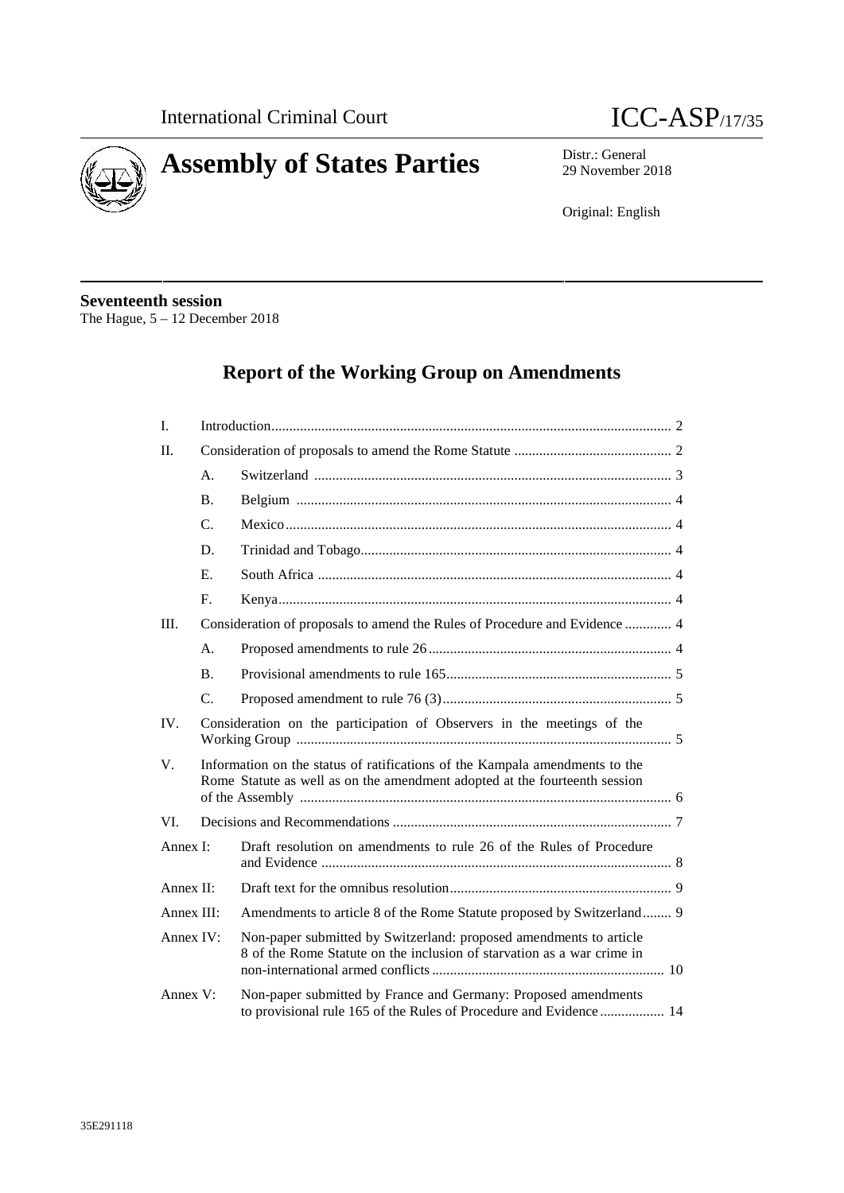International Criminal Court

# ICC-ASP/17/35

# Assembly of States Parties

Distr.: General
29 November 2018

Original: English

**Seventeenth session**
The Hague, 5 – 12 December 2018

## Report of the Working Group on Amendments

| | | | |
|---|---|---|---|
| I. | Introduction | | 2 |
| II. | Consideration of proposals to amend the Rome Statute | | 2 |
| | A. | Switzerland | 3 |
| | B. | Belgium | 4 |
| | C. | Mexico | 4 |
| | D. | Trinidad and Tobago | 4 |
| | E. | South Africa | 4 |
| | F. | Kenya | 4 |
| III. | Consideration of proposals to amend the Rules of Procedure and Evidence | | 4 |
| | A. | Proposed amendments to rule 26 | 4 |
| | B. | Provisional amendments to rule 165 | 5 |
| | C. | Proposed amendment to rule 76 (3) | 5 |
| IV. | Consideration on the participation of Observers in the meetings of the Working Group | | 5 |
| V. | Information on the status of ratifications of the Kampala amendments to the Rome Statute as well as on the amendment adopted at the fourteenth session of the Assembly | | 6 |
| VI. | Decisions and Recommendations | | 7 |
| Annex I: | Draft resolution on amendments to rule 26 of the Rules of Procedure and Evidence | | 8 |
| Annex II: | Draft text for the omnibus resolution | | 9 |
| Annex III: | Amendments to article 8 of the Rome Statute proposed by Switzerland | | 9 |
| Annex IV: | Non-paper submitted by Switzerland: proposed amendments to article 8 of the Rome Statute on the inclusion of starvation as a war crime in non-international armed conflicts | | 10 |
| Annex V: | Non-paper submitted by France and Germany: Proposed amendments to provisional rule 165 of the Rules of Procedure and Evidence | | 14 |

35E291118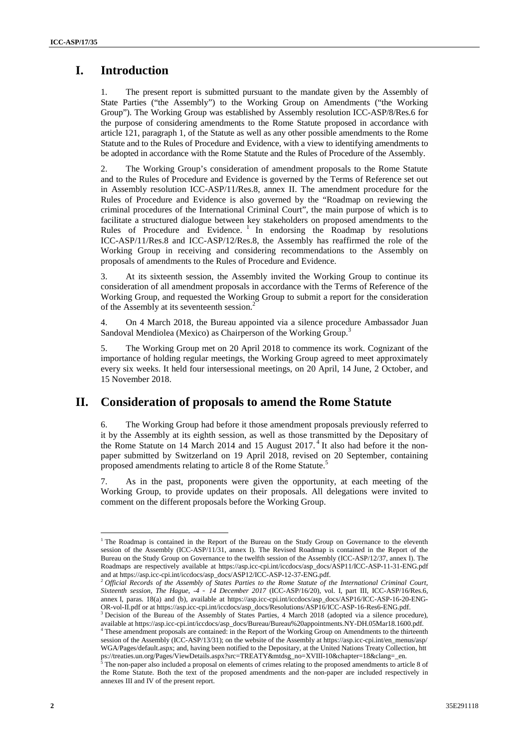# I. Introduction

1. The present report is submitted pursuant to the mandate given by the Assembly of State Parties ("the Assembly") to the Working Group on Amendments ("the Working Group"). The Working Group was established by Assembly resolution ICC-ASP/8/Res.6 for the purpose of considering amendments to the Rome Statute proposed in accordance with article 121, paragraph 1, of the Statute as well as any other possible amendments to the Rome Statute and to the Rules of Procedure and Evidence, with a view to identifying amendments to be adopted in accordance with the Rome Statute and the Rules of Procedure of the Assembly.

2. The Working Group's consideration of amendment proposals to the Rome Statute and to the Rules of Procedure and Evidence is governed by the Terms of Reference set out in Assembly resolution ICC-ASP/11/Res.8, annex II. The amendment procedure for the Rules of Procedure and Evidence is also governed by the "Roadmap on reviewing the criminal procedures of the International Criminal Court", the main purpose of which is to facilitate a structured dialogue between key stakeholders on proposed amendments to the Rules of Procedure and Evidence.[1] In endorsing the Roadmap by resolutions ICC-ASP/11/Res.8 and ICC-ASP/12/Res.8, the Assembly has reaffirmed the role of the Working Group in receiving and considering recommendations to the Assembly on proposals of amendments to the Rules of Procedure and Evidence.

3. At its sixteenth session, the Assembly invited the Working Group to continue its consideration of all amendment proposals in accordance with the Terms of Reference of the Working Group, and requested the Working Group to submit a report for the consideration of the Assembly at its seventeenth session.[2]

4. On 4 March 2018, the Bureau appointed via a silence procedure Ambassador Juan Sandoval Mendiolea (Mexico) as Chairperson of the Working Group.[3]

5. The Working Group met on 20 April 2018 to commence its work. Cognizant of the importance of holding regular meetings, the Working Group agreed to meet approximately every six weeks. It held four intersessional meetings, on 20 April, 14 June, 2 October, and 15 November 2018.

# II. Consideration of proposals to amend the Rome Statute

6. The Working Group had before it those amendment proposals previously referred to it by the Assembly at its eighth session, as well as those transmitted by the Depositary of the Rome Statute on 14 March 2014 and 15 August 2017.[4] It also had before it the non-paper submitted by Switzerland on 19 April 2018, revised on 20 September, containing proposed amendments relating to article 8 of the Rome Statute.[5]

7. As in the past, proponents were given the opportunity, at each meeting of the Working Group, to provide updates on their proposals. All delegations were invited to comment on the different proposals before the Working Group.

---

[1] The Roadmap is contained in the Report of the Bureau on the Study Group on Governance to the eleventh session of the Assembly (ICC-ASP/11/31, annex I). The Revised Roadmap is contained in the Report of the Bureau on the Study Group on Governance to the twelfth session of the Assembly (ICC-ASP/12/37, annex I). The Roadmaps are respectively available at https://asp.icc-cpi.int/iccdocs/asp_docs/ASP11/ICC-ASP-11-31-ENG.pdf and at https://asp.icc-cpi.int/iccdocs/asp_docs/ASP12/ICC-ASP-12-37-ENG.pdf.

[2] *Official Records of the Assembly of States Parties to the Rome Statute of the International Criminal Court, Sixteenth session, The Hague, -4 - 14 December 2017* (ICC-ASP/16/20), vol. I, part III, ICC-ASP/16/Res.6, annex I, paras. 18(a) and (b), available at https://asp.icc-cpi.int/iccdocs/asp_docs/ASP16/ICC-ASP-16-20-ENG-OR-vol-II.pdf or at https://asp.icc-cpi.int/iccdocs/asp_docs/Resolutions/ASP16/ICC-ASP-16-Res6-ENG.pdf.

[3] Decision of the Bureau of the Assembly of States Parties, 4 March 2018 (adopted via a silence procedure), available at https://asp.icc-cpi.int/iccdocs/asp_docs/Bureau/Bureau%20appointments.NY-DH.05Mar18.1600.pdf.

[4] These amendment proposals are contained: in the Report of the Working Group on Amendments to the thirteenth session of the Assembly (ICC-ASP/13/31); on the website of the Assembly at https://asp.icc-cpi.int/en_menus/asp/WGA/Pages/default.aspx; and, having been notified to the Depositary, at the United Nations Treaty Collection, https://treaties.un.org/Pages/ViewDetails.aspx?src=TREATY&mtdsg_no=XVIII-10&chapter=18&clang=_en.

[5] The non-paper also included a proposal on elements of crimes relating to the proposed amendments to article 8 of the Rome Statute. Both the text of the proposed amendments and the non-paper are included respectively in annexes III and IV of the present report.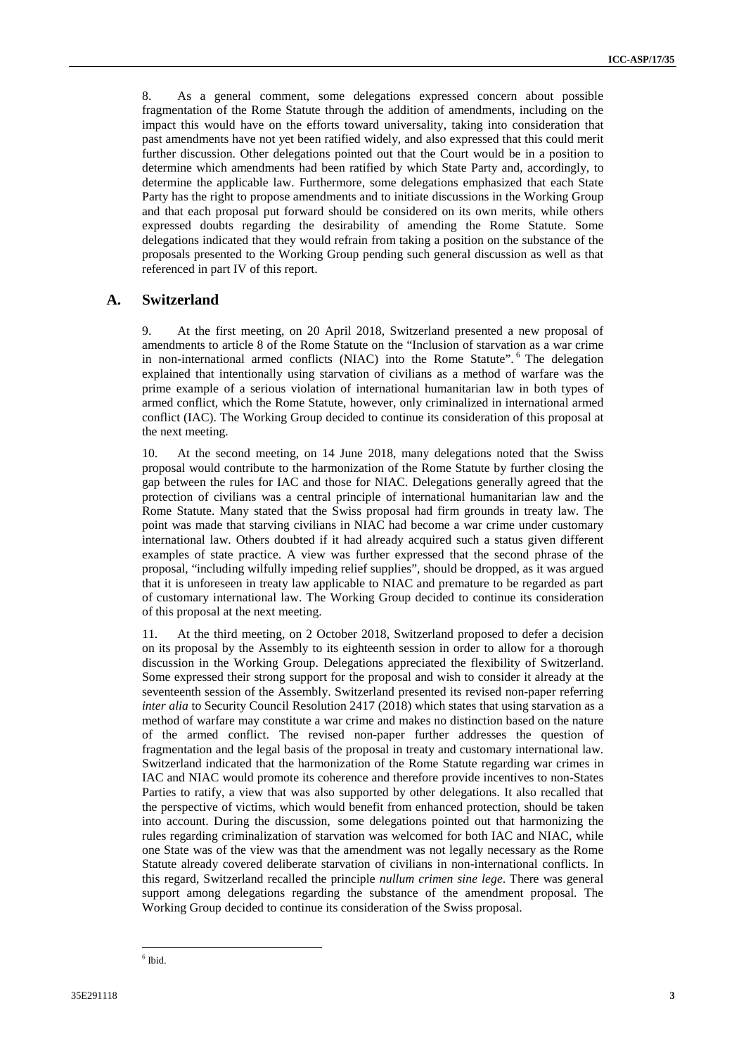8. As a general comment, some delegations expressed concern about possible fragmentation of the Rome Statute through the addition of amendments, including on the impact this would have on the efforts toward universality, taking into consideration that past amendments have not yet been ratified widely, and also expressed that this could merit further discussion. Other delegations pointed out that the Court would be in a position to determine which amendments had been ratified by which State Party and, accordingly, to determine the applicable law. Furthermore, some delegations emphasized that each State Party has the right to propose amendments and to initiate discussions in the Working Group and that each proposal put forward should be considered on its own merits, while others expressed doubts regarding the desirability of amending the Rome Statute. Some delegations indicated that they would refrain from taking a position on the substance of the proposals presented to the Working Group pending such general discussion as well as that referenced in part IV of this report.

## A. Switzerland

9. At the first meeting, on 20 April 2018, Switzerland presented a new proposal of amendments to article 8 of the Rome Statute on the "Inclusion of starvation as a war crime in non-international armed conflicts (NIAC) into the Rome Statute".[6] The delegation explained that intentionally using starvation of civilians as a method of warfare was the prime example of a serious violation of international humanitarian law in both types of armed conflict, which the Rome Statute, however, only criminalized in international armed conflict (IAC). The Working Group decided to continue its consideration of this proposal at the next meeting.

10. At the second meeting, on 14 June 2018, many delegations noted that the Swiss proposal would contribute to the harmonization of the Rome Statute by further closing the gap between the rules for IAC and those for NIAC. Delegations generally agreed that the protection of civilians was a central principle of international humanitarian law and the Rome Statute. Many stated that the Swiss proposal had firm grounds in treaty law. The point was made that starving civilians in NIAC had become a war crime under customary international law. Others doubted if it had already acquired such a status given different examples of state practice. A view was further expressed that the second phrase of the proposal, "including wilfully impeding relief supplies", should be dropped, as it was argued that it is unforeseen in treaty law applicable to NIAC and premature to be regarded as part of customary international law. The Working Group decided to continue its consideration of this proposal at the next meeting.

11. At the third meeting, on 2 October 2018, Switzerland proposed to defer a decision on its proposal by the Assembly to its eighteenth session in order to allow for a thorough discussion in the Working Group. Delegations appreciated the flexibility of Switzerland. Some expressed their strong support for the proposal and wish to consider it already at the seventeenth session of the Assembly. Switzerland presented its revised non-paper referring *inter alia* to Security Council Resolution 2417 (2018) which states that using starvation as a method of warfare may constitute a war crime and makes no distinction based on the nature of the armed conflict. The revised non-paper further addresses the question of fragmentation and the legal basis of the proposal in treaty and customary international law. Switzerland indicated that the harmonization of the Rome Statute regarding war crimes in IAC and NIAC would promote its coherence and therefore provide incentives to non-States Parties to ratify, a view that was also supported by other delegations. It also recalled that the perspective of victims, which would benefit from enhanced protection, should be taken into account. During the discussion, some delegations pointed out that harmonizing the rules regarding criminalization of starvation was welcomed for both IAC and NIAC, while one State was of the view was that the amendment was not legally necessary as the Rome Statute already covered deliberate starvation of civilians in non-international conflicts. In this regard, Switzerland recalled the principle *nullum crimen sine lege*. There was general support among delegations regarding the substance of the amendment proposal. The Working Group decided to continue its consideration of the Swiss proposal.

[6] Ibid.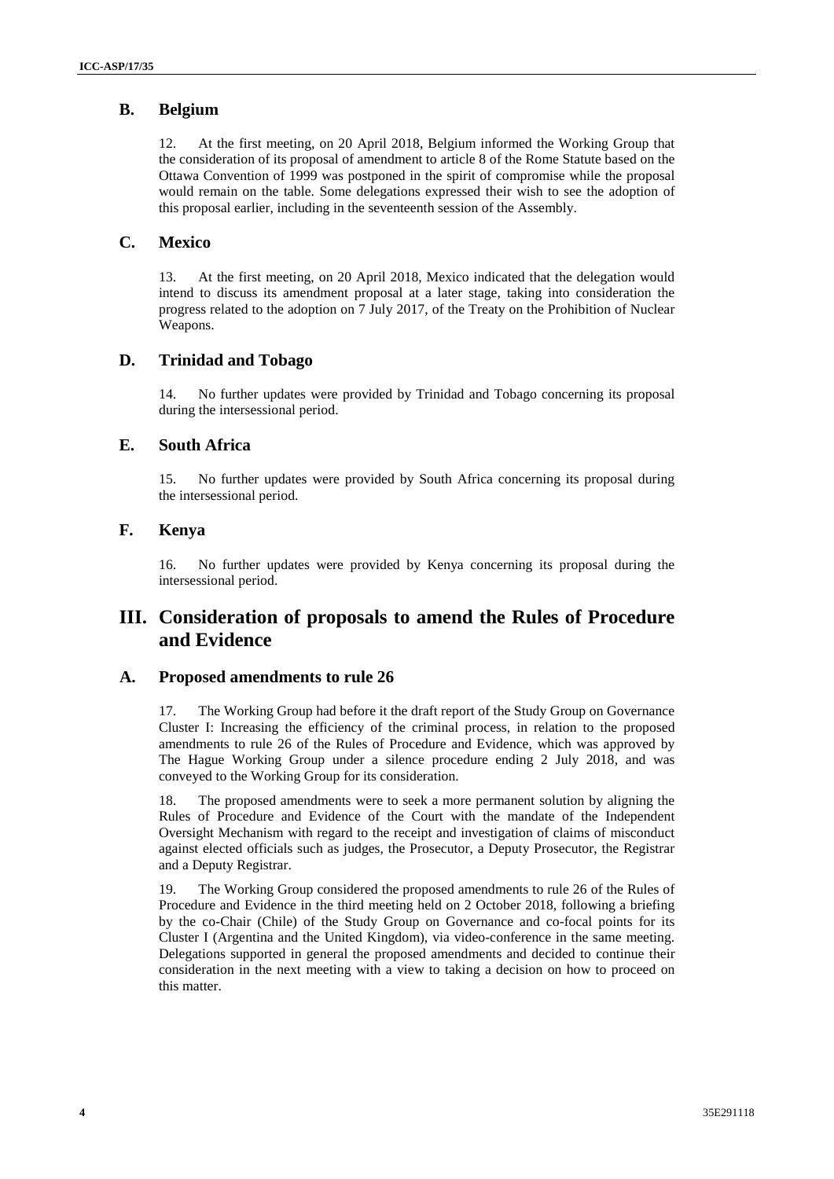## B. Belgium

12. At the first meeting, on 20 April 2018, Belgium informed the Working Group that the consideration of its proposal of amendment to article 8 of the Rome Statute based on the Ottawa Convention of 1999 was postponed in the spirit of compromise while the proposal would remain on the table. Some delegations expressed their wish to see the adoption of this proposal earlier, including in the seventeenth session of the Assembly.

## C. Mexico

13. At the first meeting, on 20 April 2018, Mexico indicated that the delegation would intend to discuss its amendment proposal at a later stage, taking into consideration the progress related to the adoption on 7 July 2017, of the Treaty on the Prohibition of Nuclear Weapons.

## D. Trinidad and Tobago

14. No further updates were provided by Trinidad and Tobago concerning its proposal during the intersessional period.

## E. South Africa

15. No further updates were provided by South Africa concerning its proposal during the intersessional period.

## F. Kenya

16. No further updates were provided by Kenya concerning its proposal during the intersessional period.

# III. Consideration of proposals to amend the Rules of Procedure and Evidence

## A. Proposed amendments to rule 26

17. The Working Group had before it the draft report of the Study Group on Governance Cluster I: Increasing the efficiency of the criminal process, in relation to the proposed amendments to rule 26 of the Rules of Procedure and Evidence, which was approved by The Hague Working Group under a silence procedure ending 2 July 2018, and was conveyed to the Working Group for its consideration.

18. The proposed amendments were to seek a more permanent solution by aligning the Rules of Procedure and Evidence of the Court with the mandate of the Independent Oversight Mechanism with regard to the receipt and investigation of claims of misconduct against elected officials such as judges, the Prosecutor, a Deputy Prosecutor, the Registrar and a Deputy Registrar.

19. The Working Group considered the proposed amendments to rule 26 of the Rules of Procedure and Evidence in the third meeting held on 2 October 2018, following a briefing by the co-Chair (Chile) of the Study Group on Governance and co-focal points for its Cluster I (Argentina and the United Kingdom), via video-conference in the same meeting. Delegations supported in general the proposed amendments and decided to continue their consideration in the next meeting with a view to taking a decision on how to proceed on this matter.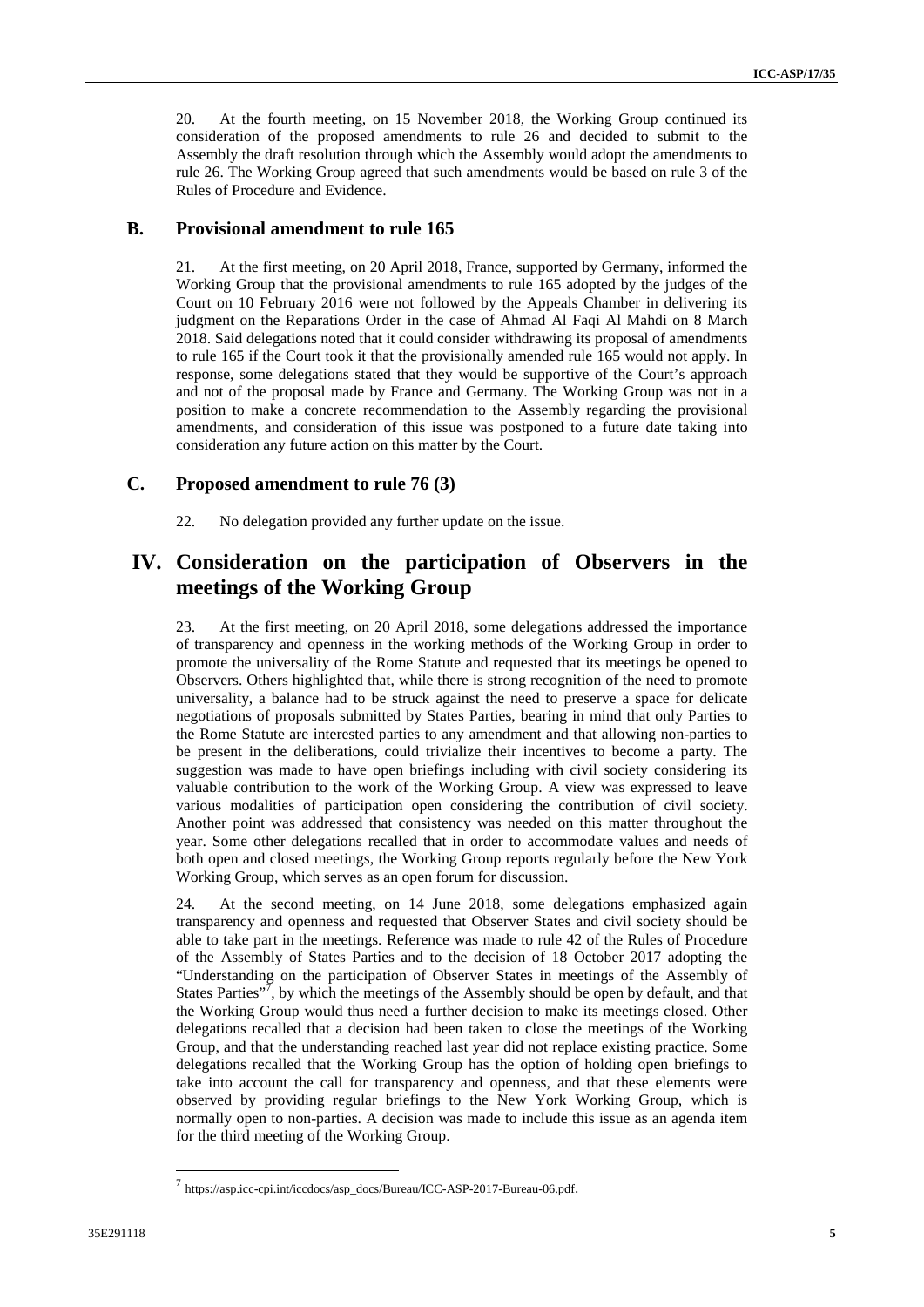20. At the fourth meeting, on 15 November 2018, the Working Group continued its consideration of the proposed amendments to rule 26 and decided to submit to the Assembly the draft resolution through which the Assembly would adopt the amendments to rule 26. The Working Group agreed that such amendments would be based on rule 3 of the Rules of Procedure and Evidence.

### B. Provisional amendment to rule 165

21. At the first meeting, on 20 April 2018, France, supported by Germany, informed the Working Group that the provisional amendments to rule 165 adopted by the judges of the Court on 10 February 2016 were not followed by the Appeals Chamber in delivering its judgment on the Reparations Order in the case of Ahmad Al Faqi Al Mahdi on 8 March 2018. Said delegations noted that it could consider withdrawing its proposal of amendments to rule 165 if the Court took it that the provisionally amended rule 165 would not apply. In response, some delegations stated that they would be supportive of the Court's approach and not of the proposal made by France and Germany. The Working Group was not in a position to make a concrete recommendation to the Assembly regarding the provisional amendments, and consideration of this issue was postponed to a future date taking into consideration any future action on this matter by the Court.

### C. Proposed amendment to rule 76 (3)

22. No delegation provided any further update on the issue.

## IV. Consideration on the participation of Observers in the meetings of the Working Group

23. At the first meeting, on 20 April 2018, some delegations addressed the importance of transparency and openness in the working methods of the Working Group in order to promote the universality of the Rome Statute and requested that its meetings be opened to Observers. Others highlighted that, while there is strong recognition of the need to promote universality, a balance had to be struck against the need to preserve a space for delicate negotiations of proposals submitted by States Parties, bearing in mind that only Parties to the Rome Statute are interested parties to any amendment and that allowing non-parties to be present in the deliberations, could trivialize their incentives to become a party. The suggestion was made to have open briefings including with civil society considering its valuable contribution to the work of the Working Group. A view was expressed to leave various modalities of participation open considering the contribution of civil society. Another point was addressed that consistency was needed on this matter throughout the year. Some other delegations recalled that in order to accommodate values and needs of both open and closed meetings, the Working Group reports regularly before the New York Working Group, which serves as an open forum for discussion.

24. At the second meeting, on 14 June 2018, some delegations emphasized again transparency and openness and requested that Observer States and civil society should be able to take part in the meetings. Reference was made to rule 42 of the Rules of Procedure of the Assembly of States Parties and to the decision of 18 October 2017 adopting the "Understanding on the participation of Observer States in meetings of the Assembly of States Parties"[7], by which the meetings of the Assembly should be open by default, and that the Working Group would thus need a further decision to make its meetings closed. Other delegations recalled that a decision had been taken to close the meetings of the Working Group, and that the understanding reached last year did not replace existing practice. Some delegations recalled that the Working Group has the option of holding open briefings to take into account the call for transparency and openness, and that these elements were observed by providing regular briefings to the New York Working Group, which is normally open to non-parties. A decision was made to include this issue as an agenda item for the third meeting of the Working Group.

[7] https://asp.icc-cpi.int/iccdocs/asp_docs/Bureau/ICC-ASP-2017-Bureau-06.pdf.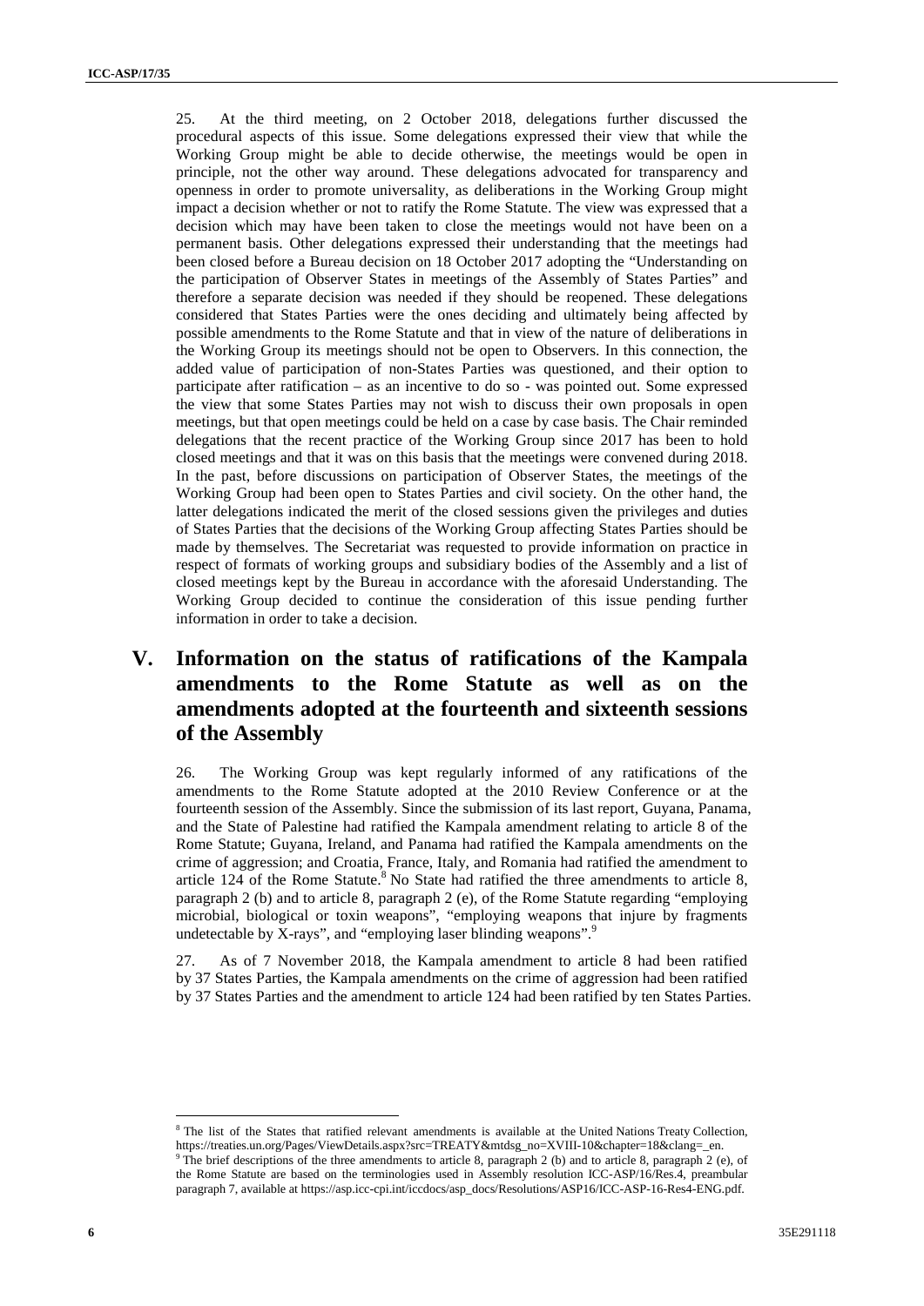25. At the third meeting, on 2 October 2018, delegations further discussed the procedural aspects of this issue. Some delegations expressed their view that while the Working Group might be able to decide otherwise, the meetings would be open in principle, not the other way around. These delegations advocated for transparency and openness in order to promote universality, as deliberations in the Working Group might impact a decision whether or not to ratify the Rome Statute. The view was expressed that a decision which may have been taken to close the meetings would not have been on a permanent basis. Other delegations expressed their understanding that the meetings had been closed before a Bureau decision on 18 October 2017 adopting the "Understanding on the participation of Observer States in meetings of the Assembly of States Parties" and therefore a separate decision was needed if they should be reopened. These delegations considered that States Parties were the ones deciding and ultimately being affected by possible amendments to the Rome Statute and that in view of the nature of deliberations in the Working Group its meetings should not be open to Observers. In this connection, the added value of participation of non-States Parties was questioned, and their option to participate after ratification – as an incentive to do so - was pointed out. Some expressed the view that some States Parties may not wish to discuss their own proposals in open meetings, but that open meetings could be held on a case by case basis. The Chair reminded delegations that the recent practice of the Working Group since 2017 has been to hold closed meetings and that it was on this basis that the meetings were convened during 2018. In the past, before discussions on participation of Observer States, the meetings of the Working Group had been open to States Parties and civil society. On the other hand, the latter delegations indicated the merit of the closed sessions given the privileges and duties of States Parties that the decisions of the Working Group affecting States Parties should be made by themselves. The Secretariat was requested to provide information on practice in respect of formats of working groups and subsidiary bodies of the Assembly and a list of closed meetings kept by the Bureau in accordance with the aforesaid Understanding. The Working Group decided to continue the consideration of this issue pending further information in order to take a decision.

# V. Information on the status of ratifications of the Kampala amendments to the Rome Statute as well as on the amendments adopted at the fourteenth and sixteenth sessions of the Assembly

26. The Working Group was kept regularly informed of any ratifications of the amendments to the Rome Statute adopted at the 2010 Review Conference or at the fourteenth session of the Assembly. Since the submission of its last report, Guyana, Panama, and the State of Palestine had ratified the Kampala amendment relating to article 8 of the Rome Statute; Guyana, Ireland, and Panama had ratified the Kampala amendments on the crime of aggression; and Croatia, France, Italy, and Romania had ratified the amendment to article 124 of the Rome Statute.[8] No State had ratified the three amendments to article 8, paragraph 2 (b) and to article 8, paragraph 2 (e), of the Rome Statute regarding "employing microbial, biological or toxin weapons", "employing weapons that injure by fragments undetectable by X-rays", and "employing laser blinding weapons".[9]

27. As of 7 November 2018, the Kampala amendment to article 8 had been ratified by 37 States Parties, the Kampala amendments on the crime of aggression had been ratified by 37 States Parties and the amendment to article 124 had been ratified by ten States Parties.

[8] The list of the States that ratified relevant amendments is available at the United Nations Treaty Collection, https://treaties.un.org/Pages/ViewDetails.aspx?src=TREATY&mtdsg_no=XVIII-10&chapter=18&clang=_en.

[9] The brief descriptions of the three amendments to article 8, paragraph 2 (b) and to article 8, paragraph 2 (e), of the Rome Statute are based on the terminologies used in Assembly resolution ICC-ASP/16/Res.4, preambular paragraph 7, available at https://asp.icc-cpi.int/iccdocs/asp_docs/Resolutions/ASP16/ICC-ASP-16-Res4-ENG.pdf.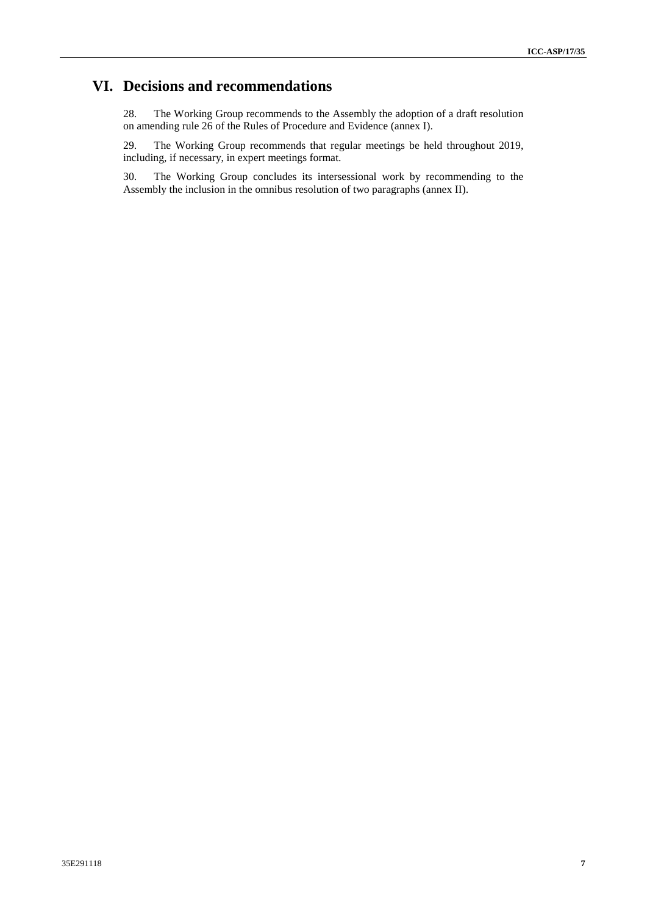# VI. Decisions and recommendations

28. The Working Group recommends to the Assembly the adoption of a draft resolution on amending rule 26 of the Rules of Procedure and Evidence (annex I).

29. The Working Group recommends that regular meetings be held throughout 2019, including, if necessary, in expert meetings format.

30. The Working Group concludes its intersessional work by recommending to the Assembly the inclusion in the omnibus resolution of two paragraphs (annex II).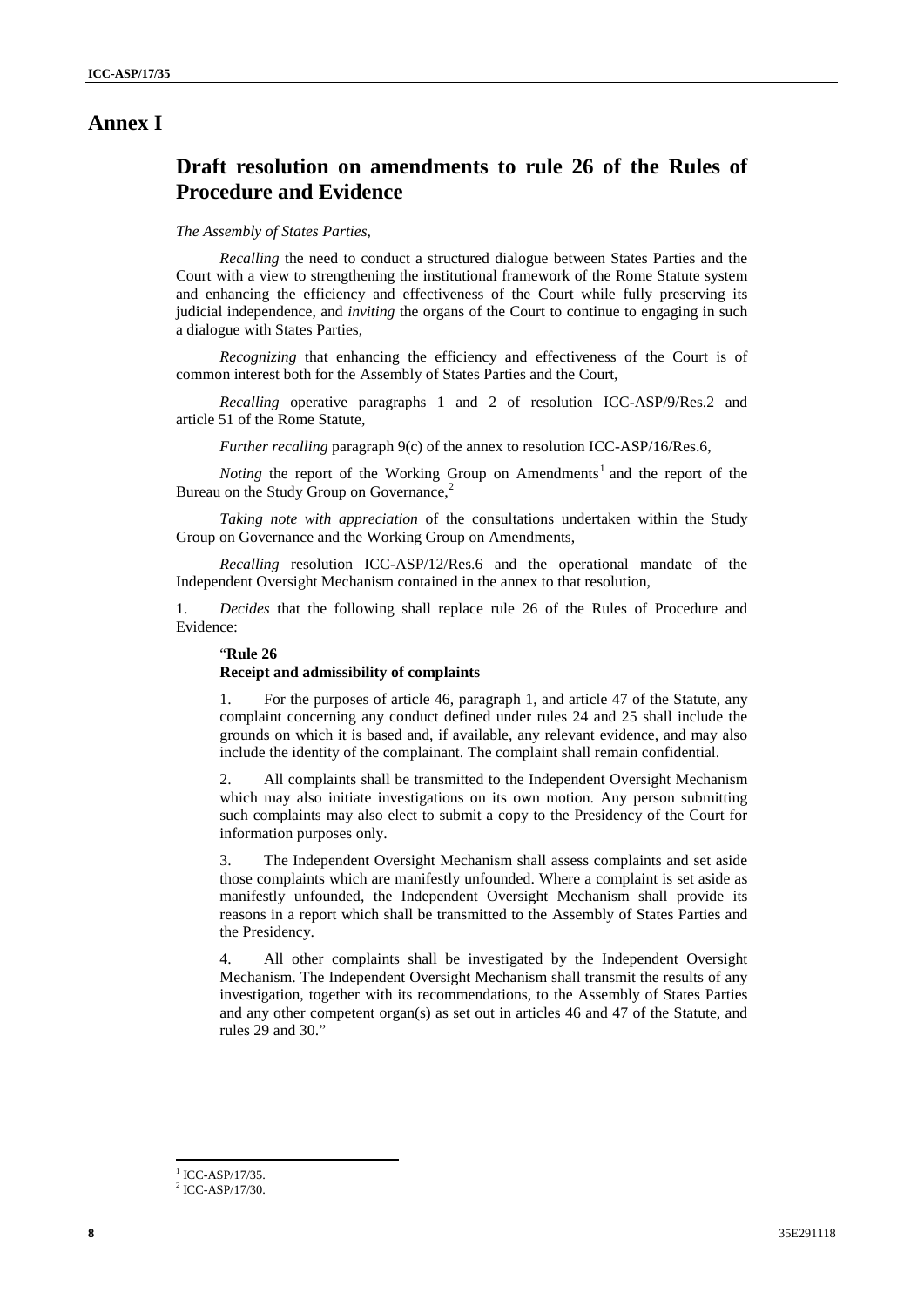# Annex I

## Draft resolution on amendments to rule 26 of the Rules of Procedure and Evidence

*The Assembly of States Parties,*

*Recalling* the need to conduct a structured dialogue between States Parties and the Court with a view to strengthening the institutional framework of the Rome Statute system and enhancing the efficiency and effectiveness of the Court while fully preserving its judicial independence, and *inviting* the organs of the Court to continue to engaging in such a dialogue with States Parties,

*Recognizing* that enhancing the efficiency and effectiveness of the Court is of common interest both for the Assembly of States Parties and the Court,

*Recalling* operative paragraphs 1 and 2 of resolution ICC-ASP/9/Res.2 and article 51 of the Rome Statute,

*Further recalling* paragraph 9(c) of the annex to resolution ICC-ASP/16/Res.6,

*Noting* the report of the Working Group on Amendments[1] and the report of the Bureau on the Study Group on Governance,[2]

*Taking note with appreciation* of the consultations undertaken within the Study Group on Governance and the Working Group on Amendments,

*Recalling* resolution ICC-ASP/12/Res.6 and the operational mandate of the Independent Oversight Mechanism contained in the annex to that resolution,

1. *Decides* that the following shall replace rule 26 of the Rules of Procedure and Evidence:

"**Rule 26**
**Receipt and admissibility of complaints**

1. For the purposes of article 46, paragraph 1, and article 47 of the Statute, any complaint concerning any conduct defined under rules 24 and 25 shall include the grounds on which it is based and, if available, any relevant evidence, and may also include the identity of the complainant. The complaint shall remain confidential.

2. All complaints shall be transmitted to the Independent Oversight Mechanism which may also initiate investigations on its own motion. Any person submitting such complaints may also elect to submit a copy to the Presidency of the Court for information purposes only.

3. The Independent Oversight Mechanism shall assess complaints and set aside those complaints which are manifestly unfounded. Where a complaint is set aside as manifestly unfounded, the Independent Oversight Mechanism shall provide its reasons in a report which shall be transmitted to the Assembly of States Parties and the Presidency.

4. All other complaints shall be investigated by the Independent Oversight Mechanism. The Independent Oversight Mechanism shall transmit the results of any investigation, together with its recommendations, to the Assembly of States Parties and any other competent organ(s) as set out in articles 46 and 47 of the Statute, and rules 29 and 30."

---

[1] ICC-ASP/17/35.

[2] ICC-ASP/17/30.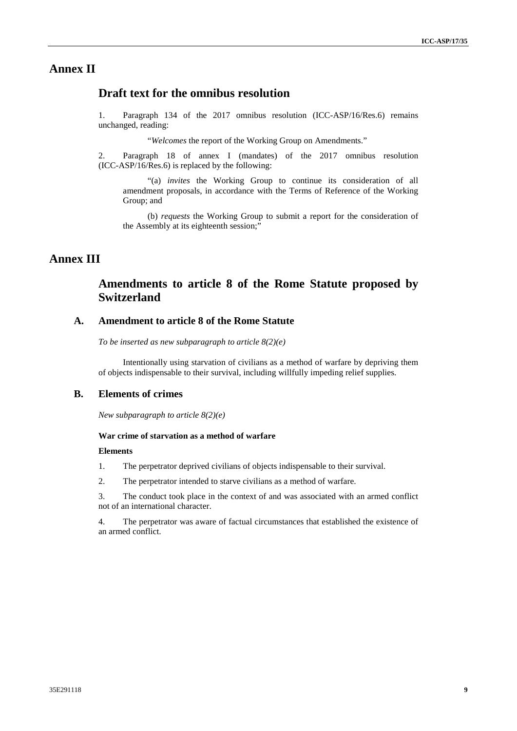# Annex II

## Draft text for the omnibus resolution

1. Paragraph 134 of the 2017 omnibus resolution (ICC-ASP/16/Res.6) remains unchanged, reading:

> "*Welcomes* the report of the Working Group on Amendments."

2. Paragraph 18 of annex I (mandates) of the 2017 omnibus resolution (ICC-ASP/16/Res.6) is replaced by the following:

> "(a) *invites* the Working Group to continue its consideration of all amendment proposals, in accordance with the Terms of Reference of the Working Group; and
>
> (b) *requests* the Working Group to submit a report for the consideration of the Assembly at its eighteenth session;"

# Annex III

## Amendments to article 8 of the Rome Statute proposed by Switzerland

### A. Amendment to article 8 of the Rome Statute

*To be inserted as new subparagraph to article 8(2)(e)*

Intentionally using starvation of civilians as a method of warfare by depriving them of objects indispensable to their survival, including willfully impeding relief supplies.

### B. Elements of crimes

*New subparagraph to article 8(2)(e)*

**War crime of starvation as a method of warfare**

**Elements**

1. The perpetrator deprived civilians of objects indispensable to their survival.

2. The perpetrator intended to starve civilians as a method of warfare.

3. The conduct took place in the context of and was associated with an armed conflict not of an international character.

4. The perpetrator was aware of factual circumstances that established the existence of an armed conflict.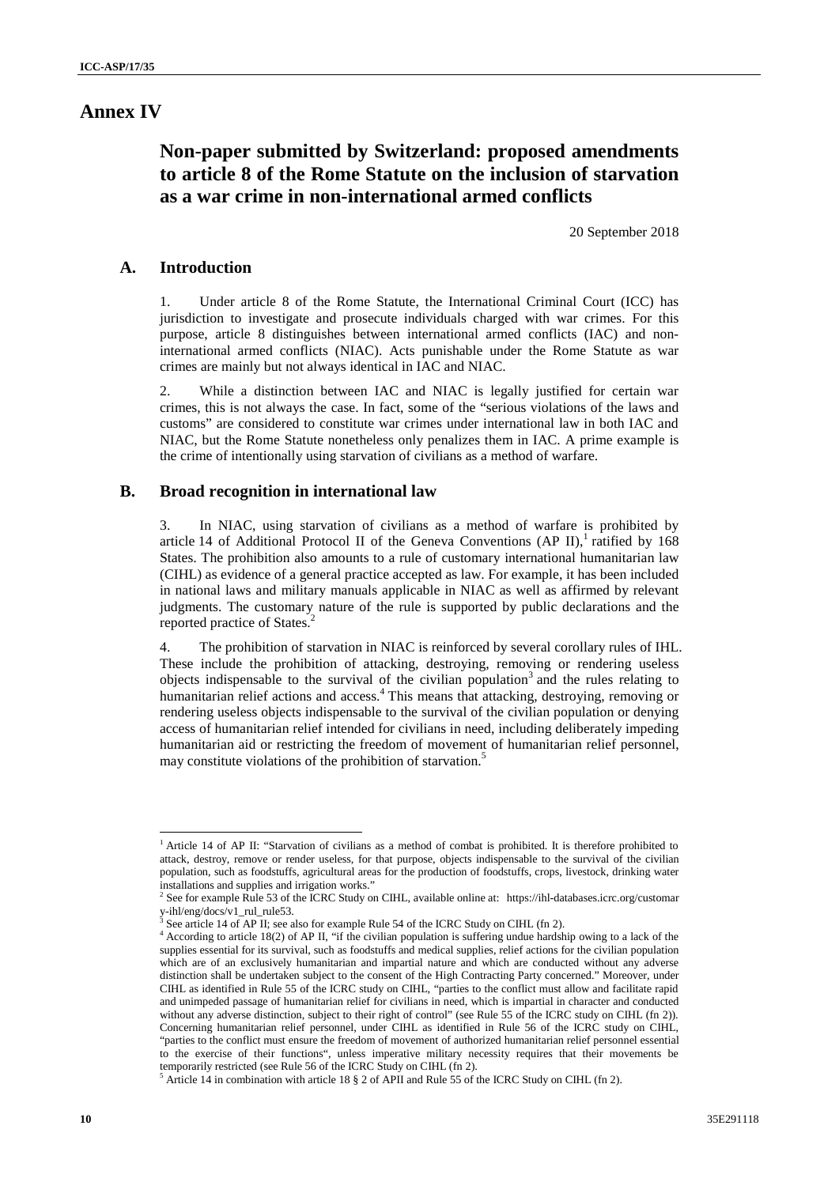# Annex IV

## Non-paper submitted by Switzerland: proposed amendments to article 8 of the Rome Statute on the inclusion of starvation as a war crime in non-international armed conflicts

20 September 2018

### A. Introduction

1. Under article 8 of the Rome Statute, the International Criminal Court (ICC) has jurisdiction to investigate and prosecute individuals charged with war crimes. For this purpose, article 8 distinguishes between international armed conflicts (IAC) and non-international armed conflicts (NIAC). Acts punishable under the Rome Statute as war crimes are mainly but not always identical in IAC and NIAC.

2. While a distinction between IAC and NIAC is legally justified for certain war crimes, this is not always the case. In fact, some of the "serious violations of the laws and customs" are considered to constitute war crimes under international law in both IAC and NIAC, but the Rome Statute nonetheless only penalizes them in IAC. A prime example is the crime of intentionally using starvation of civilians as a method of warfare.

### B. Broad recognition in international law

3. In NIAC, using starvation of civilians as a method of warfare is prohibited by article 14 of Additional Protocol II of the Geneva Conventions (AP II),[1] ratified by 168 States. The prohibition also amounts to a rule of customary international humanitarian law (CIHL) as evidence of a general practice accepted as law. For example, it has been included in national laws and military manuals applicable in NIAC as well as affirmed by relevant judgments. The customary nature of the rule is supported by public declarations and the reported practice of States.[2]

4. The prohibition of starvation in NIAC is reinforced by several corollary rules of IHL. These include the prohibition of attacking, destroying, removing or rendering useless objects indispensable to the survival of the civilian population[3] and the rules relating to humanitarian relief actions and access.[4] This means that attacking, destroying, removing or rendering useless objects indispensable to the survival of the civilian population or denying access of humanitarian relief intended for civilians in need, including deliberately impeding humanitarian aid or restricting the freedom of movement of humanitarian relief personnel, may constitute violations of the prohibition of starvation.[5]

---

[1] Article 14 of AP II: "Starvation of civilians as a method of combat is prohibited. It is therefore prohibited to attack, destroy, remove or render useless, for that purpose, objects indispensable to the survival of the civilian population, such as foodstuffs, agricultural areas for the production of foodstuffs, crops, livestock, drinking water installations and supplies and irrigation works."

[2] See for example Rule 53 of the ICRC Study on CIHL, available online at: https://ihl-databases.icrc.org/customary-ihl/eng/docs/v1_rul_rule53.

[3] See article 14 of AP II; see also for example Rule 54 of the ICRC Study on CIHL (fn 2).

[4] According to article 18(2) of AP II, "if the civilian population is suffering undue hardship owing to a lack of the supplies essential for its survival, such as foodstuffs and medical supplies, relief actions for the civilian population which are of an exclusively humanitarian and impartial nature and which are conducted without any adverse distinction shall be undertaken subject to the consent of the High Contracting Party concerned." Moreover, under CIHL as identified in Rule 55 of the ICRC study on CIHL, "parties to the conflict must allow and facilitate rapid and unimpeded passage of humanitarian relief for civilians in need, which is impartial in character and conducted without any adverse distinction, subject to their right of control" (see Rule 55 of the ICRC study on CIHL (fn 2)). Concerning humanitarian relief personnel, under CIHL as identified in Rule 56 of the ICRC study on CIHL, "parties to the conflict must ensure the freedom of movement of authorized humanitarian relief personnel essential to the exercise of their functions", unless imperative military necessity requires that their movements be temporarily restricted (see Rule 56 of the ICRC Study on CIHL (fn 2).

[5] Article 14 in combination with article 18 § 2 of APII and Rule 55 of the ICRC Study on CIHL (fn 2).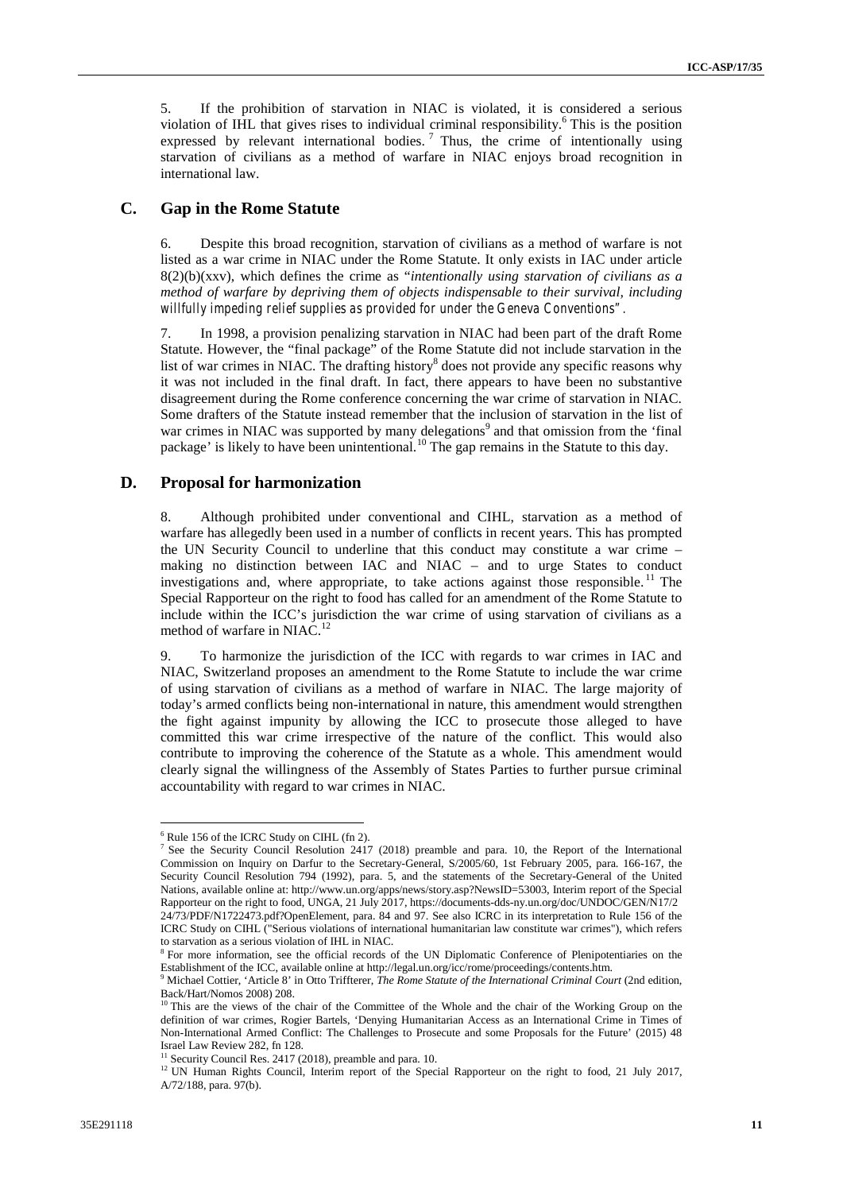5. If the prohibition of starvation in NIAC is violated, it is considered a serious violation of IHL that gives rises to individual criminal responsibility.[6] This is the position expressed by relevant international bodies.[7] Thus, the crime of intentionally using starvation of civilians as a method of warfare in NIAC enjoys broad recognition in international law.

## C. Gap in the Rome Statute

6. Despite this broad recognition, starvation of civilians as a method of warfare is not listed as a war crime in NIAC under the Rome Statute. It only exists in IAC under article 8(2)(b)(xxv), which defines the crime as "*intentionally using starvation of civilians as a method of warfare by depriving them of objects indispensable to their survival, including willfully impeding relief supplies as provided for under the Geneva Conventions*".

7. In 1998, a provision penalizing starvation in NIAC had been part of the draft Rome Statute. However, the "final package" of the Rome Statute did not include starvation in the list of war crimes in NIAC. The drafting history[8] does not provide any specific reasons why it was not included in the final draft. In fact, there appears to have been no substantive disagreement during the Rome conference concerning the war crime of starvation in NIAC. Some drafters of the Statute instead remember that the inclusion of starvation in the list of war crimes in NIAC was supported by many delegations[9] and that omission from the 'final package' is likely to have been unintentional.[10] The gap remains in the Statute to this day.

## D. Proposal for harmonization

8. Although prohibited under conventional and CIHL, starvation as a method of warfare has allegedly been used in a number of conflicts in recent years. This has prompted the UN Security Council to underline that this conduct may constitute a war crime – making no distinction between IAC and NIAC – and to urge States to conduct investigations and, where appropriate, to take actions against those responsible.[11] The Special Rapporteur on the right to food has called for an amendment of the Rome Statute to include within the ICC's jurisdiction the war crime of using starvation of civilians as a method of warfare in NIAC.[12]

9. To harmonize the jurisdiction of the ICC with regards to war crimes in IAC and NIAC, Switzerland proposes an amendment to the Rome Statute to include the war crime of using starvation of civilians as a method of warfare in NIAC. The large majority of today's armed conflicts being non-international in nature, this amendment would strengthen the fight against impunity by allowing the ICC to prosecute those alleged to have committed this war crime irrespective of the nature of the conflict. This would also contribute to improving the coherence of the Statute as a whole. This amendment would clearly signal the willingness of the Assembly of States Parties to further pursue criminal accountability with regard to war crimes in NIAC.

---

[6] Rule 156 of the ICRC Study on CIHL (fn 2).

[7] See the Security Council Resolution 2417 (2018) preamble and para. 10, the Report of the International Commission on Inquiry on Darfur to the Secretary-General, S/2005/60, 1st February 2005, para. 166-167, the Security Council Resolution 794 (1992), para. 5, and the statements of the Secretary-General of the United Nations, available online at: http://www.un.org/apps/news/story.asp?NewsID=53003, Interim report of the Special Rapporteur on the right to food, UNGA, 21 July 2017, https://documents-dds-ny.un.org/doc/UNDOC/GEN/N17/224/73/PDF/N1722473.pdf?OpenElement, para. 84 and 97. See also ICRC in its interpretation to Rule 156 of the ICRC Study on CIHL ("Serious violations of international humanitarian law constitute war crimes"), which refers to starvation as a serious violation of IHL in NIAC.

[8] For more information, see the official records of the UN Diplomatic Conference of Plenipotentiaries on the Establishment of the ICC, available online at http://legal.un.org/icc/rome/proceedings/contents.htm.

[9] Michael Cottier, 'Article 8' in Otto Triffterer, *The Rome Statute of the International Criminal Court* (2nd edition, Back/Hart/Nomos 2008) 208.

[10] This are the views of the chair of the Committee of the Whole and the chair of the Working Group on the definition of war crimes, Rogier Bartels, 'Denying Humanitarian Access as an International Crime in Times of Non-International Armed Conflict: The Challenges to Prosecute and some Proposals for the Future' (2015) 48 Israel Law Review 282, fn 128.

[11] Security Council Res. 2417 (2018), preamble and para. 10.

[12] UN Human Rights Council, Interim report of the Special Rapporteur on the right to food, 21 July 2017, A/72/188, para. 97(b).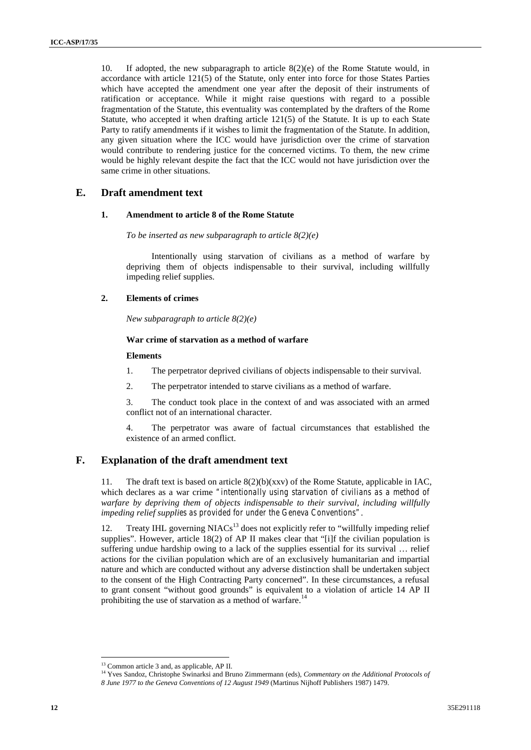10. If adopted, the new subparagraph to article 8(2)(e) of the Rome Statute would, in accordance with article 121(5) of the Statute, only enter into force for those States Parties which have accepted the amendment one year after the deposit of their instruments of ratification or acceptance. While it might raise questions with regard to a possible fragmentation of the Statute, this eventuality was contemplated by the drafters of the Rome Statute, who accepted it when drafting article 121(5) of the Statute. It is up to each State Party to ratify amendments if it wishes to limit the fragmentation of the Statute. In addition, any given situation where the ICC would have jurisdiction over the crime of starvation would contribute to rendering justice for the concerned victims. To them, the new crime would be highly relevant despite the fact that the ICC would not have jurisdiction over the same crime in other situations.

## E. Draft amendment text

### 1. Amendment to article 8 of the Rome Statute

*To be inserted as new subparagraph to article 8(2)(e)*

Intentionally using starvation of civilians as a method of warfare by depriving them of objects indispensable to their survival, including willfully impeding relief supplies.

### 2. Elements of crimes

*New subparagraph to article 8(2)(e)*

**War crime of starvation as a method of warfare**

**Elements**

1. The perpetrator deprived civilians of objects indispensable to their survival.
2. The perpetrator intended to starve civilians as a method of warfare.
3. The conduct took place in the context of and was associated with an armed conflict not of an international character.
4. The perpetrator was aware of factual circumstances that established the existence of an armed conflict.

## F. Explanation of the draft amendment text

11. The draft text is based on article 8(2)(b)(xxv) of the Rome Statute, applicable in IAC, which declares as a war crime "*intentionally using starvation of civilians as a method of warfare by depriving them of objects indispensable to their survival, including willfully impeding relief supplies as provided for under the Geneva Conventions*".

12. Treaty IHL governing NIACs[13] does not explicitly refer to "willfully impeding relief supplies". However, article 18(2) of AP II makes clear that "[i]f the civilian population is suffering undue hardship owing to a lack of the supplies essential for its survival … relief actions for the civilian population which are of an exclusively humanitarian and impartial nature and which are conducted without any adverse distinction shall be undertaken subject to the consent of the High Contracting Party concerned". In these circumstances, a refusal to grant consent "without good grounds" is equivalent to a violation of article 14 AP II prohibiting the use of starvation as a method of warfare.[14]

[13] Common article 3 and, as applicable, AP II.

[14] Yves Sandoz, Christophe Swinarksi and Bruno Zimmermann (eds), *Commentary on the Additional Protocols of 8 June 1977 to the Geneva Conventions of 12 August 1949* (Martinus Nijhoff Publishers 1987) 1479.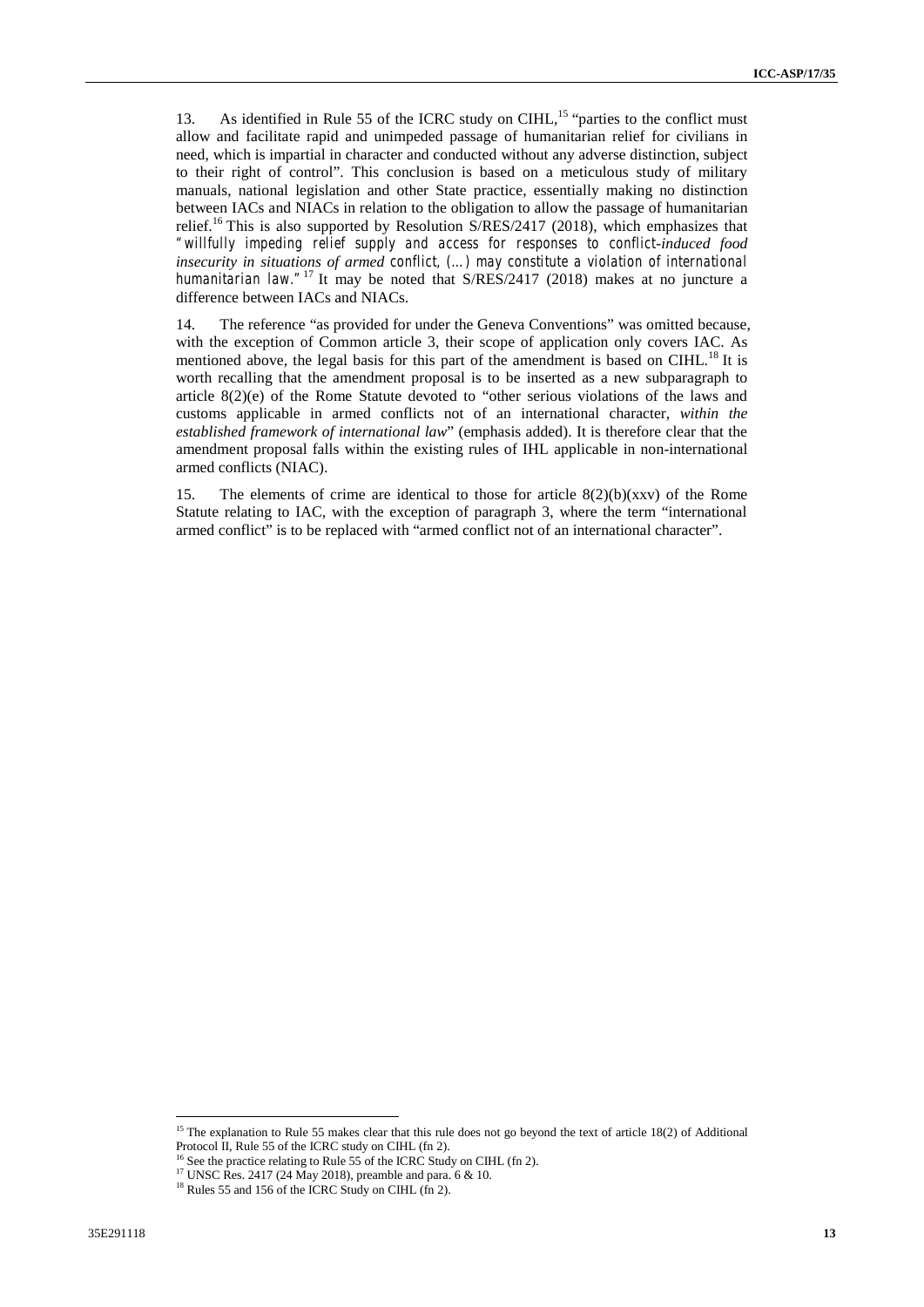13. As identified in Rule 55 of the ICRC study on CIHL,[15] "parties to the conflict must allow and facilitate rapid and unimpeded passage of humanitarian relief for civilians in need, which is impartial in character and conducted without any adverse distinction, subject to their right of control". This conclusion is based on a meticulous study of military manuals, national legislation and other State practice, essentially making no distinction between IACs and NIACs in relation to the obligation to allow the passage of humanitarian relief.[16] This is also supported by Resolution S/RES/2417 (2018), which emphasizes that "*willfully impeding relief supply and access for responses to conflict-induced food insecurity in situations of armed conflict, (…) may constitute a violation of international humanitarian law.*"[17] It may be noted that S/RES/2417 (2018) makes at no juncture a difference between IACs and NIACs.

14. The reference "as provided for under the Geneva Conventions" was omitted because, with the exception of Common article 3, their scope of application only covers IAC. As mentioned above, the legal basis for this part of the amendment is based on CIHL.[18] It is worth recalling that the amendment proposal is to be inserted as a new subparagraph to article 8(2)(e) of the Rome Statute devoted to "other serious violations of the laws and customs applicable in armed conflicts not of an international character, *within the established framework of international law*" (emphasis added). It is therefore clear that the amendment proposal falls within the existing rules of IHL applicable in non-international armed conflicts (NIAC).

15. The elements of crime are identical to those for article 8(2)(b)(xxv) of the Rome Statute relating to IAC, with the exception of paragraph 3, where the term "international armed conflict" is to be replaced with "armed conflict not of an international character".

---

[15] The explanation to Rule 55 makes clear that this rule does not go beyond the text of article 18(2) of Additional Protocol II, Rule 55 of the ICRC study on CIHL (fn 2).

[16] See the practice relating to Rule 55 of the ICRC Study on CIHL (fn 2).

[17] UNSC Res. 2417 (24 May 2018), preamble and para. 6 & 10.

[18] Rules 55 and 156 of the ICRC Study on CIHL (fn 2).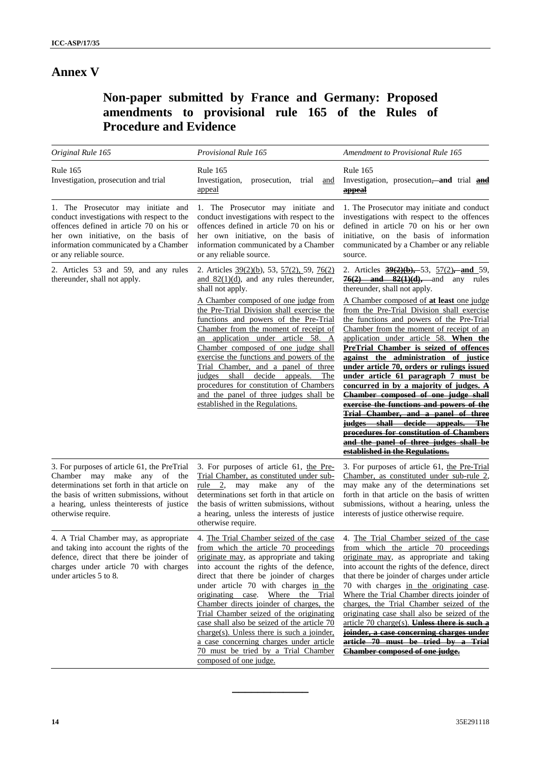# Annex V

## Non-paper submitted by France and Germany: Proposed amendments to provisional rule 165 of the Rules of Procedure and Evidence

| *Original Rule 165* | *Provisional Rule 165* | *Amendment to Provisional Rule 165* |
|---|---|---|
| Rule 165<br>Investigation, prosecution and trial | Rule 165<br>Investigation, prosecution, trial and appeal | Rule 165<br>Investigation, prosecution, **and** trial ~~**and appeal**~~ |
| 1. The Prosecutor may initiate and conduct investigations with respect to the offences defined in article 70 on his or her own initiative, on the basis of information communicated by a Chamber or any reliable source. | 1. The Prosecutor may initiate and conduct investigations with respect to the offences defined in article 70 on his or her own initiative, on the basis of information communicated by a Chamber or any reliable source. | 1. The Prosecutor may initiate and conduct investigations with respect to the offences defined in article 70 on his or her own initiative, on the basis of information communicated by a Chamber or any reliable source. |
| 2. Articles 53 and 59, and any rules thereunder, shall not apply. | 2. Articles 39(2)(b), 53, 57(2), 59, 76(2) and 82(1)(d), and any rules thereunder, shall not apply.<br><br>A Chamber composed of one judge from the Pre-Trial Division shall exercise the functions and powers of the Pre-Trial Chamber from the moment of receipt of an application under article 58. A Chamber composed of one judge shall exercise the functions and powers of the Trial Chamber, and a panel of three judges shall decide appeals. The procedures for constitution of Chambers and the panel of three judges shall be established in the Regulations. | 2. Articles ~~**39(2)(b),**~~ 53, 57(2)~~,~~ **and** 59, ~~**76(2) and 82(1)(d),**~~ and any rules thereunder, shall not apply.<br><br>A Chamber composed of **at least** one judge from the Pre-Trial Division shall exercise the functions and powers of the Pre-Trial Chamber from the moment of receipt of an application under article 58. **When the PreTrial Chamber is seized of offences against the administration of justice under article 70, orders or rulings issued under article 61 paragraph 7 must be concurred in by a majority of judges.** ~~**A Chamber composed of one judge shall exercise the functions and powers of the Trial Chamber, and a panel of three judges shall decide appeals. The procedures for constitution of Chambers and the panel of three judges shall be established in the Regulations.**~~ |
| 3. For purposes of article 61, the PreTrial Chamber may make any of the determinations set forth in that article on the basis of written submissions, without a hearing, unless theinterests of justice otherwise require. | 3. For purposes of article 61, the Pre-Trial Chamber, as constituted under sub-rule 2, may make any of the determinations set forth in that article on the basis of written submissions, without a hearing, unless the interests of justice otherwise require. | 3. For purposes of article 61, the Pre-Trial Chamber, as constituted under sub-rule 2, may make any of the determinations set forth in that article on the basis of written submissions, without a hearing, unless the interests of justice otherwise require. |
| 4. A Trial Chamber may, as appropriate and taking into account the rights of the defence, direct that there be joinder of charges under article 70 with charges under articles 5 to 8. | 4. The Trial Chamber seized of the case from which the article 70 proceedings originate may, as appropriate and taking into account the rights of the defence, direct that there be joinder of charges under article 70 with charges in the originating case. Where the Trial Chamber directs joinder of charges, the Trial Chamber seized of the originating case shall also be seized of the article 70 charge(s). Unless there is such a joinder, a case concerning charges under article 70 must be tried by a Trial Chamber composed of one judge. | 4. The Trial Chamber seized of the case from which the article 70 proceedings originate may, as appropriate and taking into account the rights of the defence, direct that there be joinder of charges under article 70 with charges in the originating case. Where the Trial Chamber directs joinder of charges, the Trial Chamber seized of the originating case shall also be seized of the article 70 charge(s). ~~**Unless there is such a joinder, a case concerning charges under article 70 must be tried by a Trial Chamber composed of one judge.**~~ |